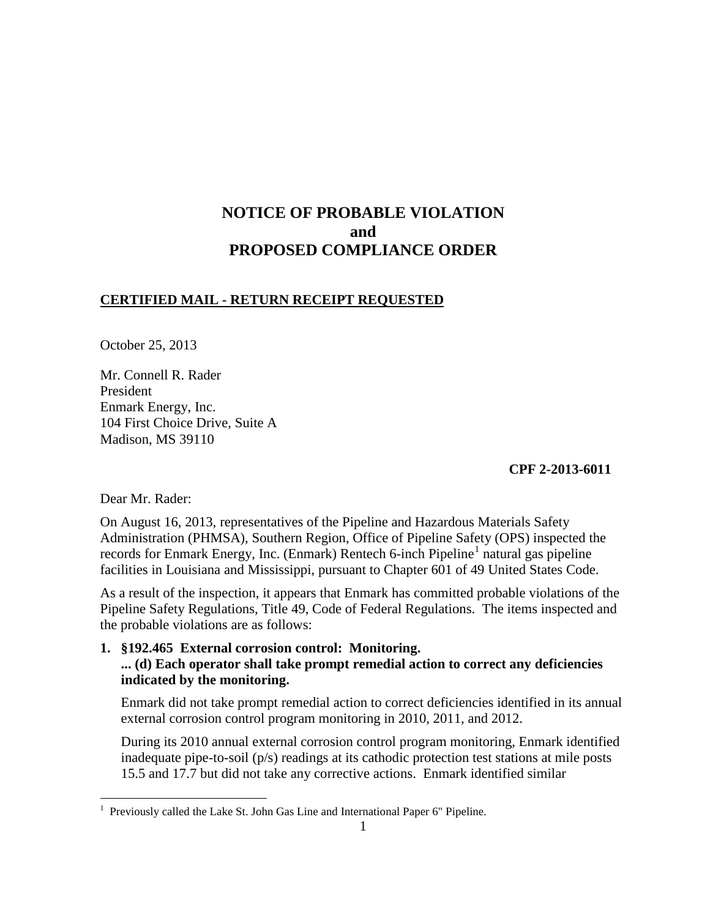# NOTICE OF PROBABLE VIOLATION
# and
# PROPOSED COMPLIANCE ORDER

**CERTIFIED MAIL - RETURN RECEIPT REQUESTED**

October 25, 2013

Mr. Connell R. Rader
President
Enmark Energy, Inc.
104 First Choice Drive, Suite A
Madison, MS 39110

**CPF 2-2013-6011**

Dear Mr. Rader:

On August 16, 2013, representatives of the Pipeline and Hazardous Materials Safety Administration (PHMSA), Southern Region, Office of Pipeline Safety (OPS) inspected the records for Enmark Energy, Inc. (Enmark) Rentech 6-inch Pipeline[1] natural gas pipeline facilities in Louisiana and Mississippi, pursuant to Chapter 601 of 49 United States Code.

As a result of the inspection, it appears that Enmark has committed probable violations of the Pipeline Safety Regulations, Title 49, Code of Federal Regulations. The items inspected and the probable violations are as follows:

1. **§192.465 External corrosion control: Monitoring.**
   **... (d) Each operator shall take prompt remedial action to correct any deficiencies indicated by the monitoring.**

   Enmark did not take prompt remedial action to correct deficiencies identified in its annual external corrosion control program monitoring in 2010, 2011, and 2012.

   During its 2010 annual external corrosion control program monitoring, Enmark identified inadequate pipe-to-soil (p/s) readings at its cathodic protection test stations at mile posts 15.5 and 17.7 but did not take any corrective actions. Enmark identified similar

[1] Previously called the Lake St. John Gas Line and International Paper 6" Pipeline.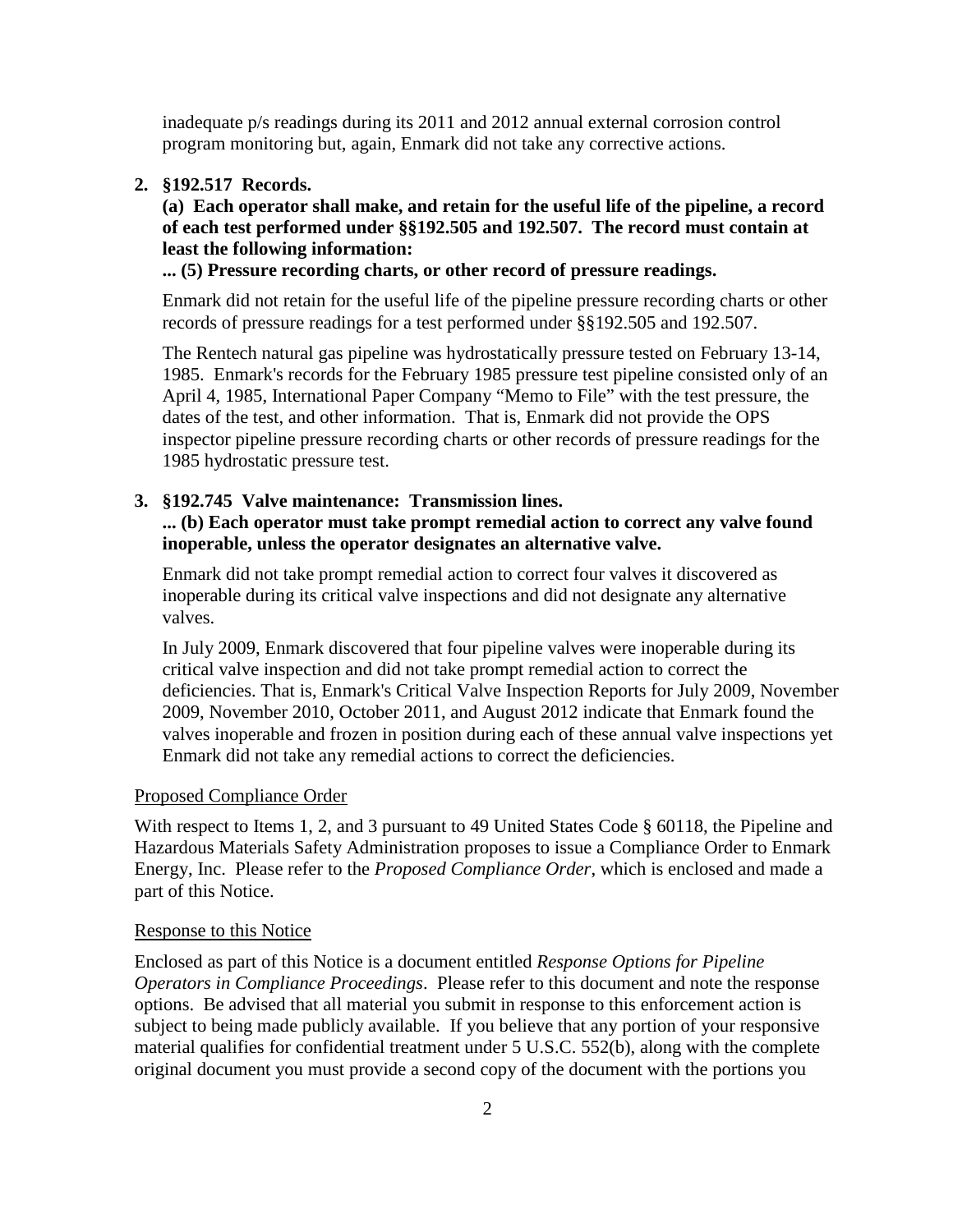inadequate p/s readings during its 2011 and 2012 annual external corrosion control program monitoring but, again, Enmark did not take any corrective actions.

2. **§192.517 Records.**

   **(a) Each operator shall make, and retain for the useful life of the pipeline, a record of each test performed under §§192.505 and 192.507. The record must contain at least the following information:**

   **... (5) Pressure recording charts, or other record of pressure readings.**

   Enmark did not retain for the useful life of the pipeline pressure recording charts or other records of pressure readings for a test performed under §§192.505 and 192.507.

   The Rentech natural gas pipeline was hydrostatically pressure tested on February 13-14, 1985. Enmark's records for the February 1985 pressure test pipeline consisted only of an April 4, 1985, International Paper Company "Memo to File" with the test pressure, the dates of the test, and other information. That is, Enmark did not provide the OPS inspector pipeline pressure recording charts or other records of pressure readings for the 1985 hydrostatic pressure test.

3. **§192.745 Valve maintenance: Transmission lines.**

   **... (b) Each operator must take prompt remedial action to correct any valve found inoperable, unless the operator designates an alternative valve.**

   Enmark did not take prompt remedial action to correct four valves it discovered as inoperable during its critical valve inspections and did not designate any alternative valves.

   In July 2009, Enmark discovered that four pipeline valves were inoperable during its critical valve inspection and did not take prompt remedial action to correct the deficiencies. That is, Enmark's Critical Valve Inspection Reports for July 2009, November 2009, November 2010, October 2011, and August 2012 indicate that Enmark found the valves inoperable and frozen in position during each of these annual valve inspections yet Enmark did not take any remedial actions to correct the deficiencies.

Proposed Compliance Order

With respect to Items 1, 2, and 3 pursuant to 49 United States Code § 60118, the Pipeline and Hazardous Materials Safety Administration proposes to issue a Compliance Order to Enmark Energy, Inc. Please refer to the *Proposed Compliance Order*, which is enclosed and made a part of this Notice.

Response to this Notice

Enclosed as part of this Notice is a document entitled *Response Options for Pipeline Operators in Compliance Proceedings*. Please refer to this document and note the response options. Be advised that all material you submit in response to this enforcement action is subject to being made publicly available. If you believe that any portion of your responsive material qualifies for confidential treatment under 5 U.S.C. 552(b), along with the complete original document you must provide a second copy of the document with the portions you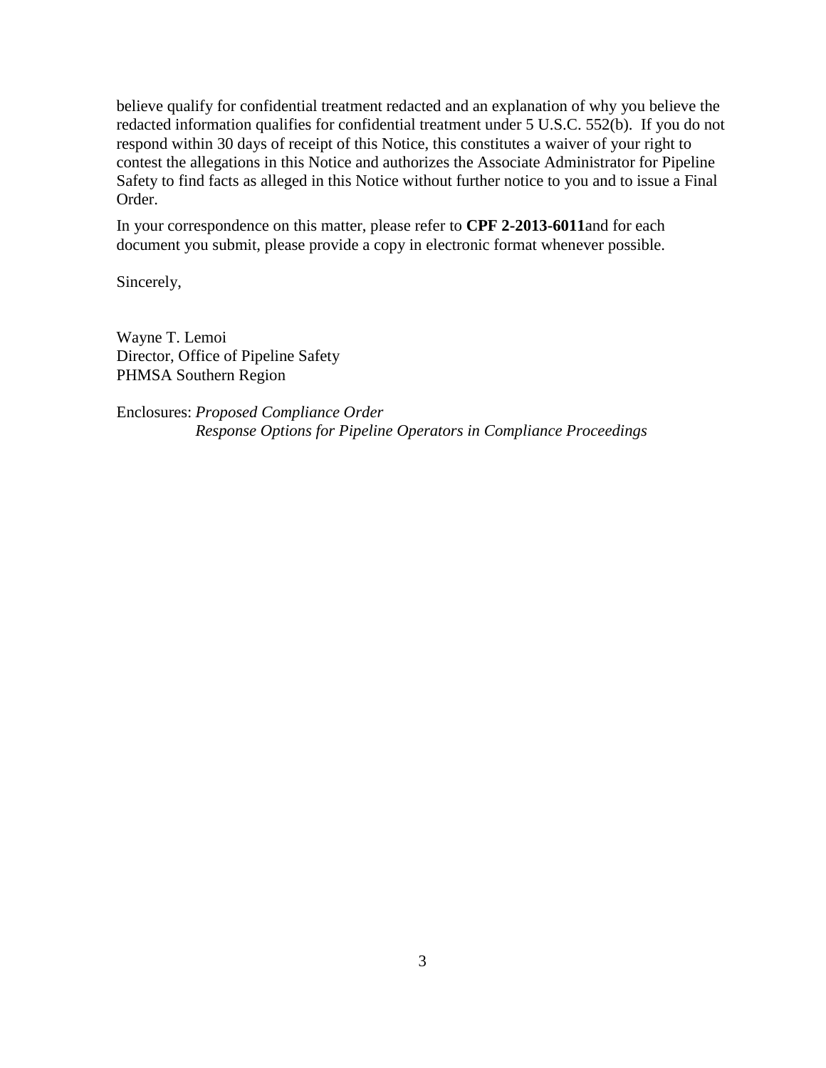believe qualify for confidential treatment redacted and an explanation of why you believe the redacted information qualifies for confidential treatment under 5 U.S.C. 552(b). If you do not respond within 30 days of receipt of this Notice, this constitutes a waiver of your right to contest the allegations in this Notice and authorizes the Associate Administrator for Pipeline Safety to find facts as alleged in this Notice without further notice to you and to issue a Final Order.

In your correspondence on this matter, please refer to **CPF 2-2013-6011**and for each document you submit, please provide a copy in electronic format whenever possible.

Sincerely,

Wayne T. Lemoi
Director, Office of Pipeline Safety
PHMSA Southern Region

Enclosures: *Proposed Compliance Order*
*Response Options for Pipeline Operators in Compliance Proceedings*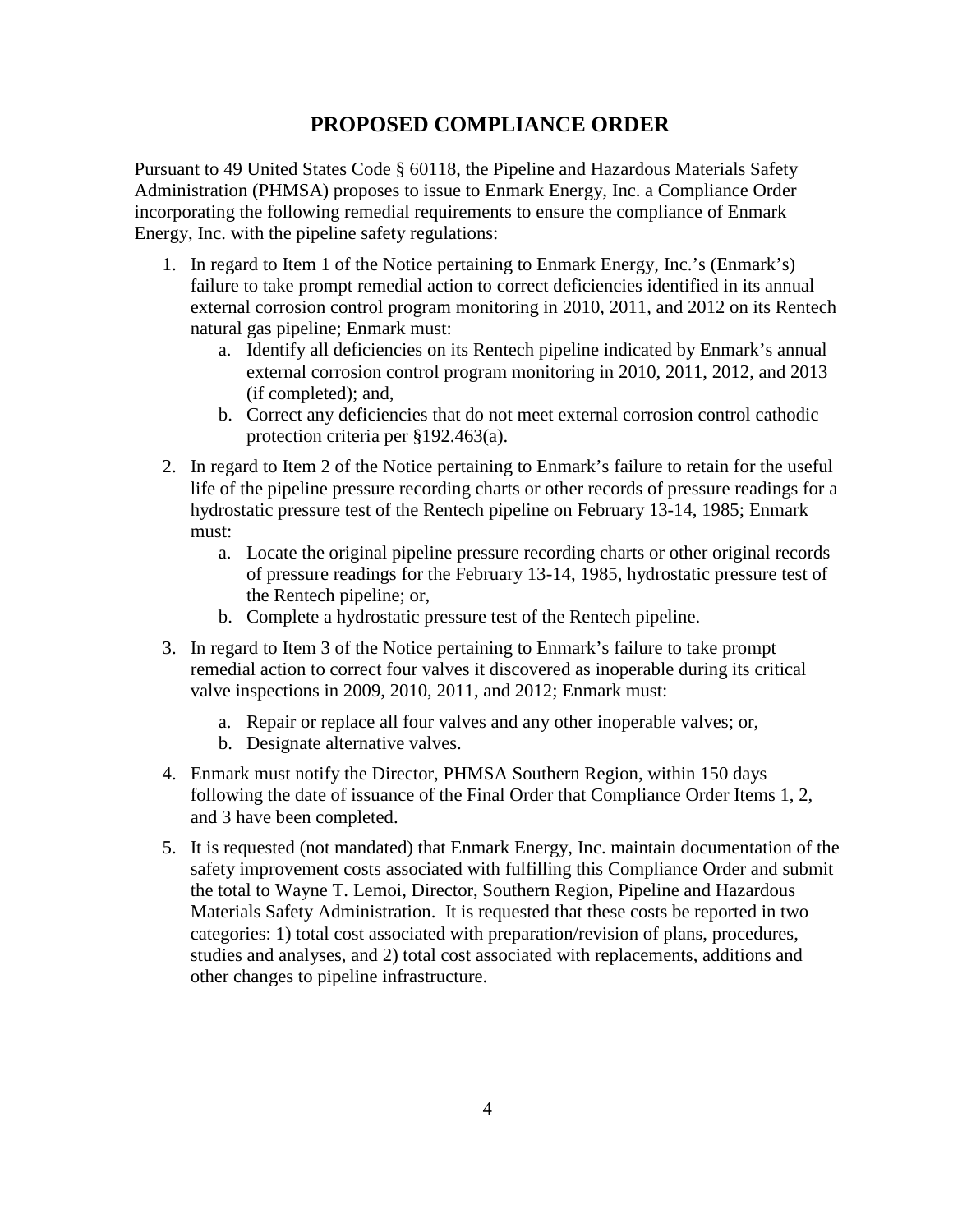# PROPOSED COMPLIANCE ORDER

Pursuant to 49 United States Code § 60118, the Pipeline and Hazardous Materials Safety Administration (PHMSA) proposes to issue to Enmark Energy, Inc. a Compliance Order incorporating the following remedial requirements to ensure the compliance of Enmark Energy, Inc. with the pipeline safety regulations:

1. In regard to Item 1 of the Notice pertaining to Enmark Energy, Inc.'s (Enmark's) failure to take prompt remedial action to correct deficiencies identified in its annual external corrosion control program monitoring in 2010, 2011, and 2012 on its Rentech natural gas pipeline; Enmark must:
   a. Identify all deficiencies on its Rentech pipeline indicated by Enmark's annual external corrosion control program monitoring in 2010, 2011, 2012, and 2013 (if completed); and,
   b. Correct any deficiencies that do not meet external corrosion control cathodic protection criteria per §192.463(a).

2. In regard to Item 2 of the Notice pertaining to Enmark's failure to retain for the useful life of the pipeline pressure recording charts or other records of pressure readings for a hydrostatic pressure test of the Rentech pipeline on February 13-14, 1985; Enmark must:
   a. Locate the original pipeline pressure recording charts or other original records of pressure readings for the February 13-14, 1985, hydrostatic pressure test of the Rentech pipeline; or,
   b. Complete a hydrostatic pressure test of the Rentech pipeline.

3. In regard to Item 3 of the Notice pertaining to Enmark's failure to take prompt remedial action to correct four valves it discovered as inoperable during its critical valve inspections in 2009, 2010, 2011, and 2012; Enmark must:
   a. Repair or replace all four valves and any other inoperable valves; or,
   b. Designate alternative valves.

4. Enmark must notify the Director, PHMSA Southern Region, within 150 days following the date of issuance of the Final Order that Compliance Order Items 1, 2, and 3 have been completed.

5. It is requested (not mandated) that Enmark Energy, Inc. maintain documentation of the safety improvement costs associated with fulfilling this Compliance Order and submit the total to Wayne T. Lemoi, Director, Southern Region, Pipeline and Hazardous Materials Safety Administration. It is requested that these costs be reported in two categories: 1) total cost associated with preparation/revision of plans, procedures, studies and analyses, and 2) total cost associated with replacements, additions and other changes to pipeline infrastructure.